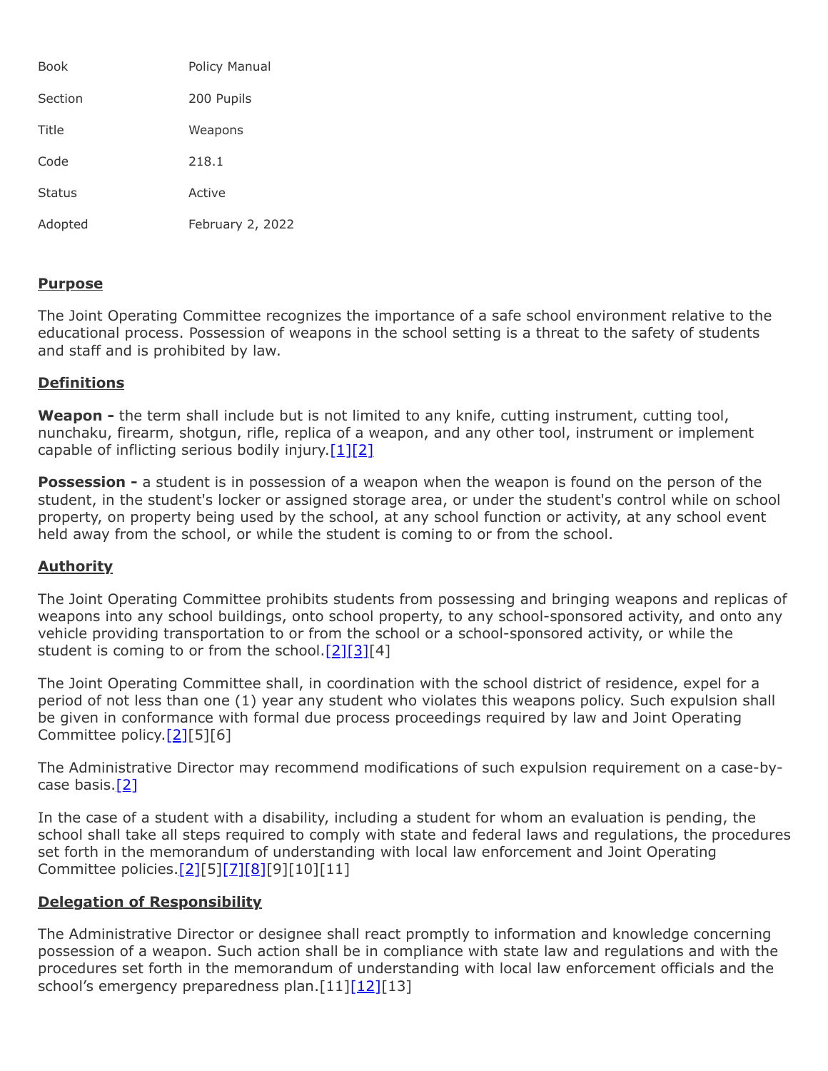| | |
|---|---|
| Book | Policy Manual |
| Section | 200 Pupils |
| Title | Weapons |
| Code | 218.1 |
| Status | Active |
| Adopted | February 2, 2022 |

## Purpose

The Joint Operating Committee recognizes the importance of a safe school environment relative to the educational process. Possession of weapons in the school setting is a threat to the safety of students and staff and is prohibited by law.

## Definitions

**Weapon -** the term shall include but is not limited to any knife, cutting instrument, cutting tool, nunchaku, firearm, shotgun, rifle, replica of a weapon, and any other tool, instrument or implement capable of inflicting serious bodily injury.[1][2]

**Possession -** a student is in possession of a weapon when the weapon is found on the person of the student, in the student's locker or assigned storage area, or under the student's control while on school property, on property being used by the school, at any school function or activity, at any school event held away from the school, or while the student is coming to or from the school.

## Authority

The Joint Operating Committee prohibits students from possessing and bringing weapons and replicas of weapons into any school buildings, onto school property, to any school-sponsored activity, and onto any vehicle providing transportation to or from the school or a school-sponsored activity, or while the student is coming to or from the school.[2][3][4]

The Joint Operating Committee shall, in coordination with the school district of residence, expel for a period of not less than one (1) year any student who violates this weapons policy. Such expulsion shall be given in conformance with formal due process proceedings required by law and Joint Operating Committee policy.[2][5][6]

The Administrative Director may recommend modifications of such expulsion requirement on a case-by-case basis.[2]

In the case of a student with a disability, including a student for whom an evaluation is pending, the school shall take all steps required to comply with state and federal laws and regulations, the procedures set forth in the memorandum of understanding with local law enforcement and Joint Operating Committee policies.[2][5][7][8][9][10][11]

## Delegation of Responsibility

The Administrative Director or designee shall react promptly to information and knowledge concerning possession of a weapon. Such action shall be in compliance with state law and regulations and with the procedures set forth in the memorandum of understanding with local law enforcement officials and the school's emergency preparedness plan.[11][12][13]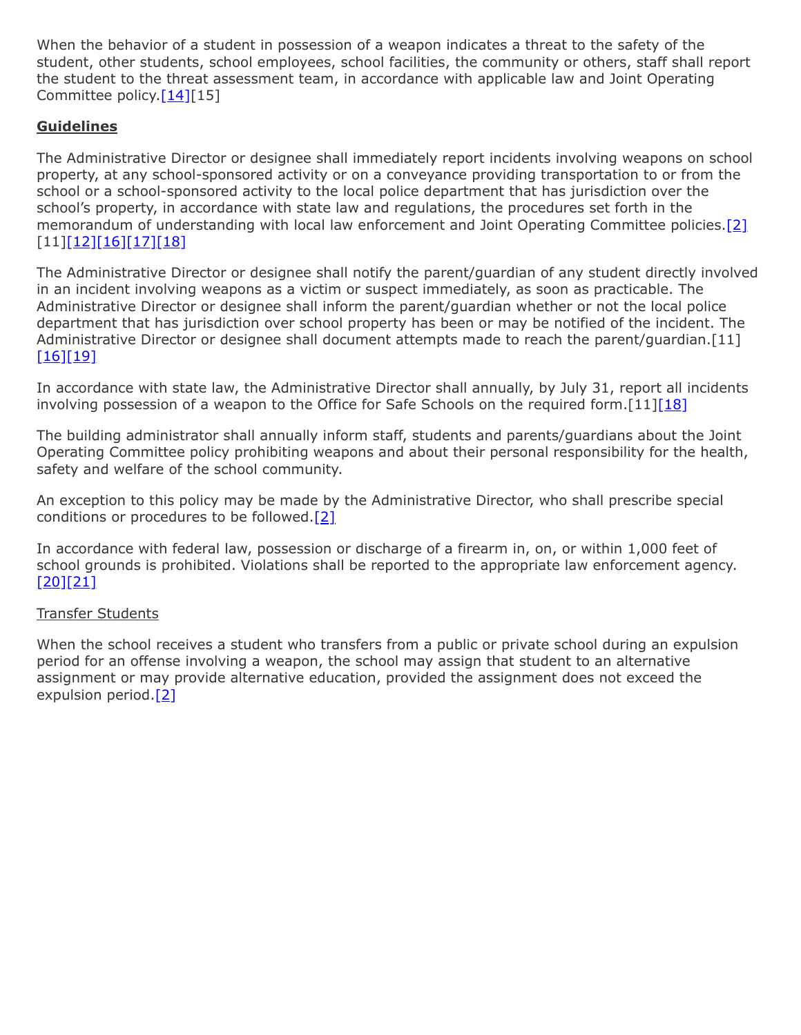When the behavior of a student in possession of a weapon indicates a threat to the safety of the student, other students, school employees, school facilities, the community or others, staff shall report the student to the threat assessment team, in accordance with applicable law and Joint Operating Committee policy.[14][15]

**Guidelines**

The Administrative Director or designee shall immediately report incidents involving weapons on school property, at any school-sponsored activity or on a conveyance providing transportation to or from the school or a school-sponsored activity to the local police department that has jurisdiction over the school's property, in accordance with state law and regulations, the procedures set forth in the memorandum of understanding with local law enforcement and Joint Operating Committee policies.[2][11][12][16][17][18]

The Administrative Director or designee shall notify the parent/guardian of any student directly involved in an incident involving weapons as a victim or suspect immediately, as soon as practicable. The Administrative Director or designee shall inform the parent/guardian whether or not the local police department that has jurisdiction over school property has been or may be notified of the incident. The Administrative Director or designee shall document attempts made to reach the parent/guardian.[11][16][19]

In accordance with state law, the Administrative Director shall annually, by July 31, report all incidents involving possession of a weapon to the Office for Safe Schools on the required form.[11][18]

The building administrator shall annually inform staff, students and parents/guardians about the Joint Operating Committee policy prohibiting weapons and about their personal responsibility for the health, safety and welfare of the school community.

An exception to this policy may be made by the Administrative Director, who shall prescribe special conditions or procedures to be followed.[2]

In accordance with federal law, possession or discharge of a firearm in, on, or within 1,000 feet of school grounds is prohibited. Violations shall be reported to the appropriate law enforcement agency.[20][21]

Transfer Students

When the school receives a student who transfers from a public or private school during an expulsion period for an offense involving a weapon, the school may assign that student to an alternative assignment or may provide alternative education, provided the assignment does not exceed the expulsion period.[2]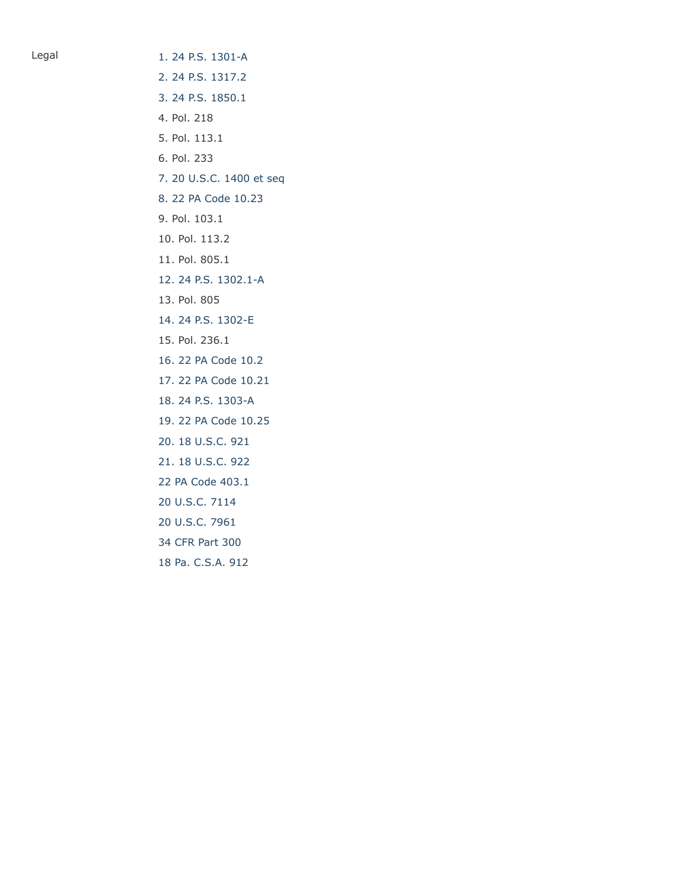Legal

1. 24 P.S. 1301-A
2. 24 P.S. 1317.2
3. 24 P.S. 1850.1
4. Pol. 218
5. Pol. 113.1
6. Pol. 233
7. 20 U.S.C. 1400 et seq
8. 22 PA Code 10.23
9. Pol. 103.1
10. Pol. 113.2
11. Pol. 805.1
12. 24 P.S. 1302.1-A
13. Pol. 805
14. 24 P.S. 1302-E
15. Pol. 236.1
16. 22 PA Code 10.2
17. 22 PA Code 10.21
18. 24 P.S. 1303-A
19. 22 PA Code 10.25
20. 18 U.S.C. 921
21. 18 U.S.C. 922

22 PA Code 403.1

20 U.S.C. 7114

20 U.S.C. 7961

34 CFR Part 300

18 Pa. C.S.A. 912